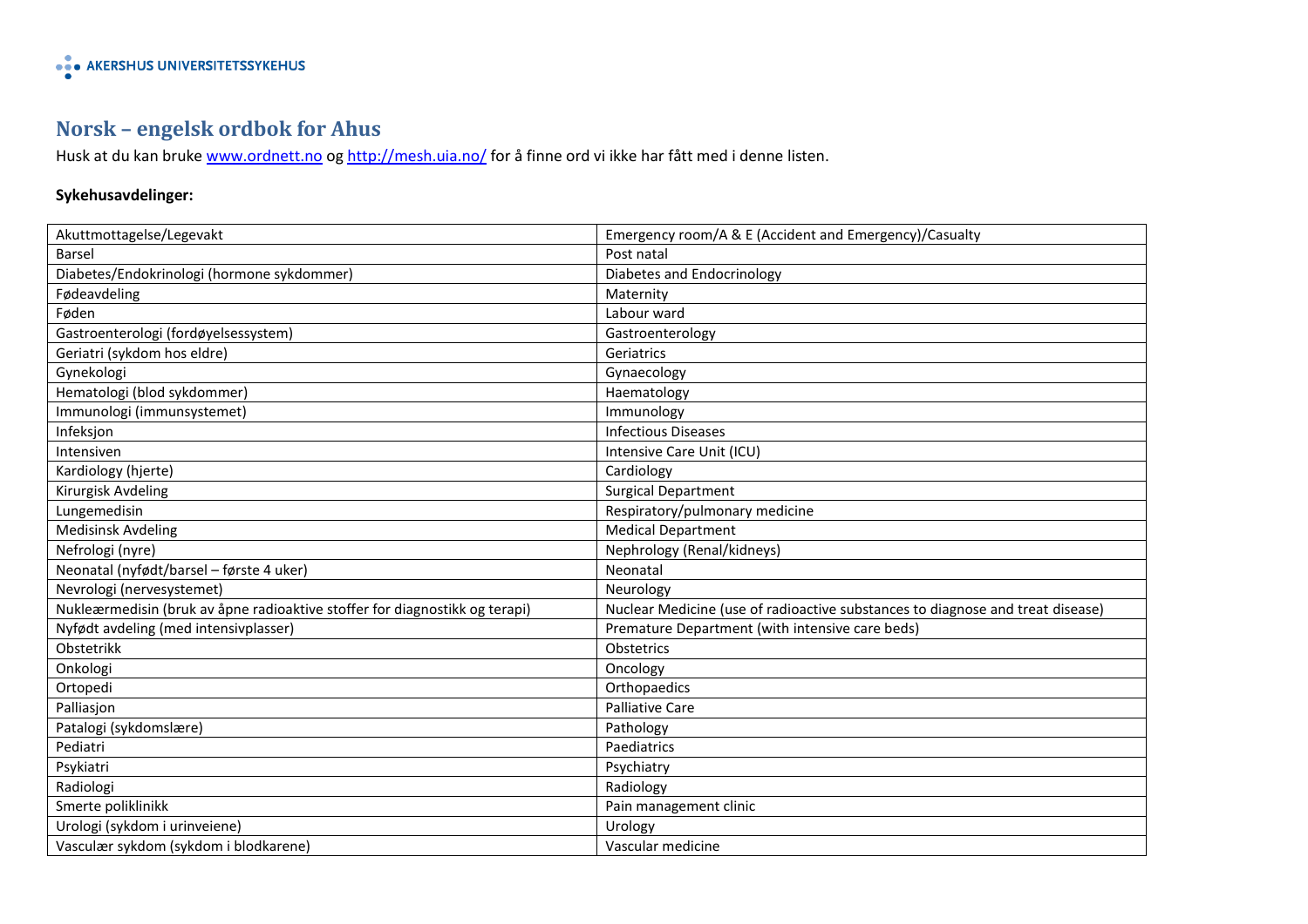AKERSHUS UNIVERSITETSSYKEHUS

# Norsk – engelsk ordbok for Ahus

Husk at du kan bruke [www.ordnett.no](http://www.ordnett.no) og [http://mesh.uia.no/](http://mesh.uia.no/) for å finne ord vi ikke har fått med i denne listen.

**Sykehusavdelinger:**

| | |
|---|---|
| Akuttmottagelse/Legevakt | Emergency room/A & E (Accident and Emergency)/Casualty |
| Barsel | Post natal |
| Diabetes/Endokrinologi (hormone sykdommer) | Diabetes and Endocrinology |
| Fødeavdeling | Maternity |
| Føden | Labour ward |
| Gastroenterologi (fordøyelsessystem) | Gastroenterology |
| Geriatri (sykdom hos eldre) | Geriatrics |
| Gynekologi | Gynaecology |
| Hematologi (blod sykdommer) | Haematology |
| Immunologi (immunsystemet) | Immunology |
| Infeksjon | Infectious Diseases |
| Intensiven | Intensive Care Unit (ICU) |
| Kardiology (hjerte) | Cardiology |
| Kirurgisk Avdeling | Surgical Department |
| Lungemedisin | Respiratory/pulmonary medicine |
| Medisinsk Avdeling | Medical Department |
| Nefrologi (nyre) | Nephrology (Renal/kidneys) |
| Neonatal (nyfødt/barsel – første 4 uker) | Neonatal |
| Nevrologi (nervesystemet) | Neurology |
| Nukleærmedisin (bruk av åpne radioaktive stoffer for diagnostikk og terapi) | Nuclear Medicine (use of radioactive substances to diagnose and treat disease) |
| Nyfødt avdeling (med intensivplasser) | Premature Department (with intensive care beds) |
| Obstetrikk | Obstetrics |
| Onkologi | Oncology |
| Ortopedi | Orthopaedics |
| Palliasjon | Palliative Care |
| Patalogi (sykdomslære) | Pathology |
| Pediatri | Paediatrics |
| Psykiatri | Psychiatry |
| Radiologi | Radiology |
| Smerte poliklinikk | Pain management clinic |
| Urologi (sykdom i urinveiene) | Urology |
| Vasculær sykdom (sykdom i blodkarene) | Vascular medicine |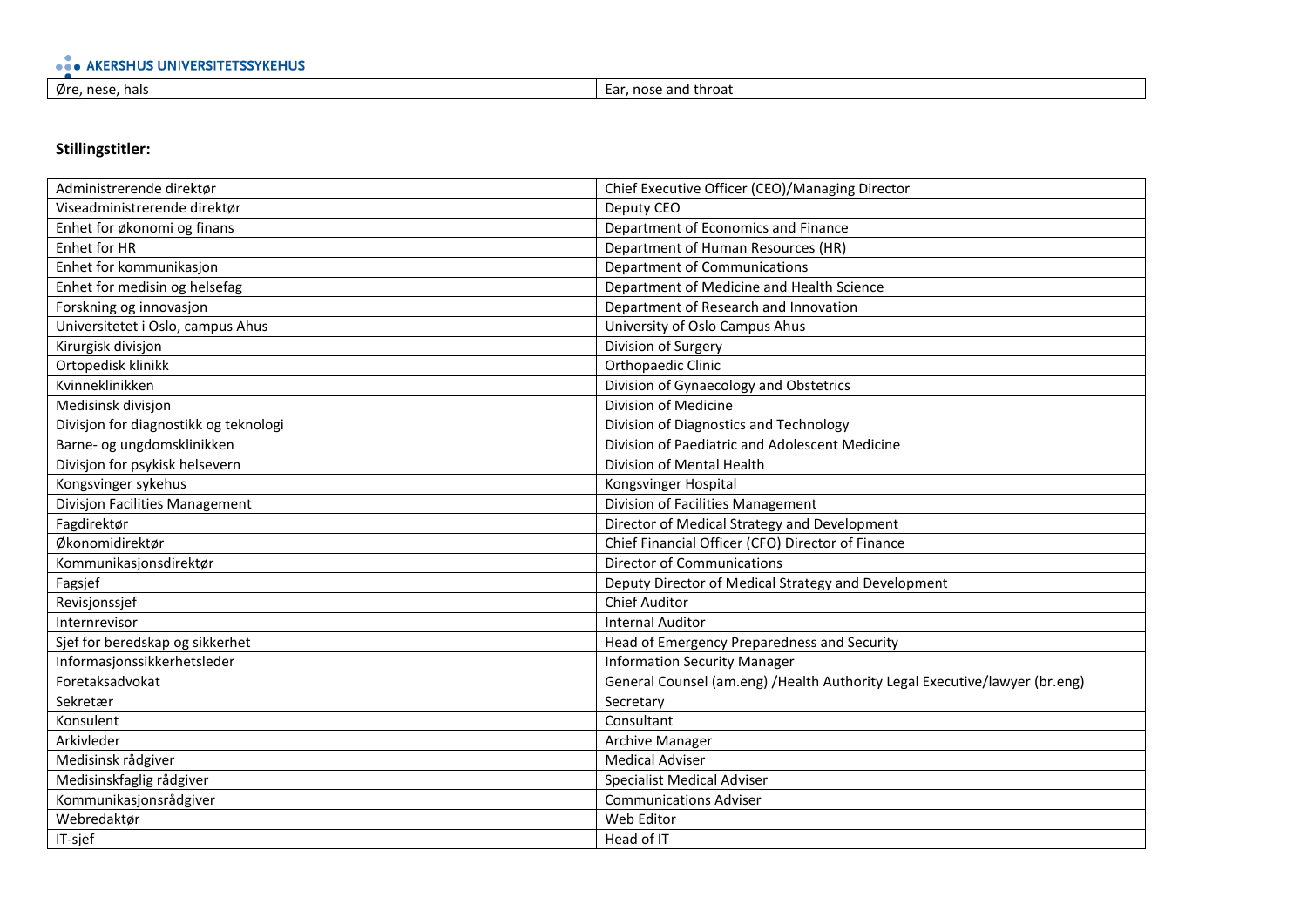| Øre, nese, hals | Ear, nose and throat |
|---|---|

**Stillingstitler:**

| Administrerende direktør | Chief Executive Officer (CEO)/Managing Director |
|---|---|
| Viseadministrerende direktør | Deputy CEO |
| Enhet for økonomi og finans | Department of Economics and Finance |
| Enhet for HR | Department of Human Resources (HR) |
| Enhet for kommunikasjon | Department of Communications |
| Enhet for medisin og helsefag | Department of Medicine and Health Science |
| Forskning og innovasjon | Department of Research and Innovation |
| Universitetet i Oslo, campus Ahus | University of Oslo Campus Ahus |
| Kirurgisk divisjon | Division of Surgery |
| Ortopedisk klinikk | Orthopaedic Clinic |
| Kvinneklinikken | Division of Gynaecology and Obstetrics |
| Medisinsk divisjon | Division of Medicine |
| Divisjon for diagnostikk og teknologi | Division of Diagnostics and Technology |
| Barne- og ungdomsklinikken | Division of Paediatric and Adolescent Medicine |
| Divisjon for psykisk helsevern | Division of Mental Health |
| Kongsvinger sykehus | Kongsvinger Hospital |
| Divisjon Facilities Management | Division of Facilities Management |
| Fagdirektør | Director of Medical Strategy and Development |
| Økonomidirektør | Chief Financial Officer (CFO) Director of Finance |
| Kommunikasjonsdirektør | Director of Communications |
| Fagsjef | Deputy Director of Medical Strategy and Development |
| Revisjonssjef | Chief Auditor |
| Internrevisor | Internal Auditor |
| Sjef for beredskap og sikkerhet | Head of Emergency Preparedness and Security |
| Informasjonssikkerhetsleder | Information Security Manager |
| Foretaksadvokat | General Counsel (am.eng) /Health Authority Legal Executive/lawyer (br.eng) |
| Sekretær | Secretary |
| Konsulent | Consultant |
| Arkivleder | Archive Manager |
| Medisinsk rådgiver | Medical Adviser |
| Medisinskfaglig rådgiver | Specialist Medical Adviser |
| Kommunikasjonsrådgiver | Communications Adviser |
| Webredaktør | Web Editor |
| IT-sjef | Head of IT |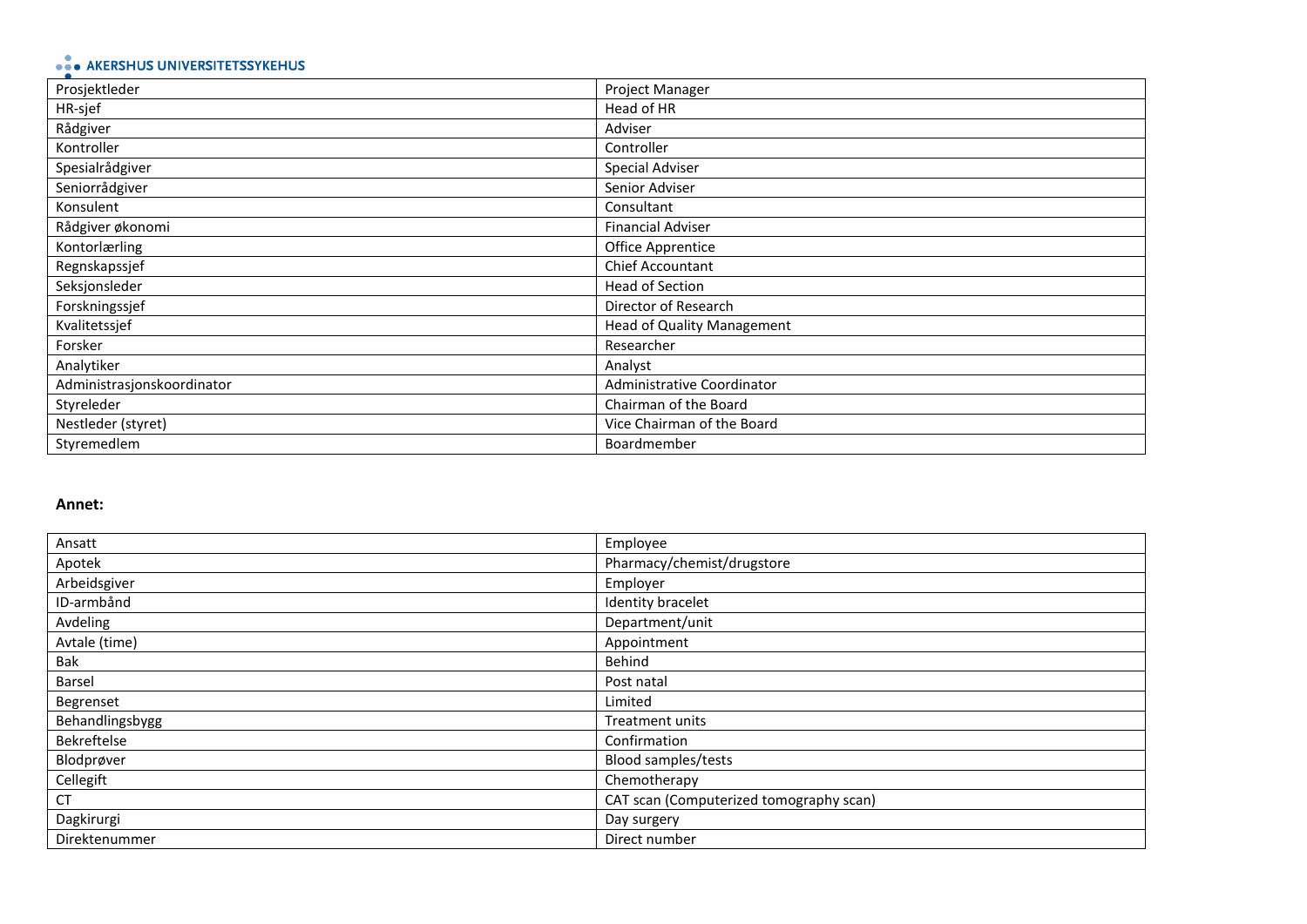| Prosjektleder | Project Manager |
|---|---|
| HR-sjef | Head of HR |
| Rådgiver | Adviser |
| Kontroller | Controller |
| Spesialrådgiver | Special Adviser |
| Seniorrådgiver | Senior Adviser |
| Konsulent | Consultant |
| Rådgiver økonomi | Financial Adviser |
| Kontorlærling | Office Apprentice |
| Regnskapssjef | Chief Accountant |
| Seksjonsleder | Head of Section |
| Forskningssjef | Director of Research |
| Kvalitetssjef | Head of Quality Management |
| Forsker | Researcher |
| Analytiker | Analyst |
| Administrasjonskoordinator | Administrative Coordinator |
| Styreleder | Chairman of the Board |
| Nestleder (styret) | Vice Chairman of the Board |
| Styremedlem | Boardmember |

**Annet:**

| Ansatt | Employee |
|---|---|
| Apotek | Pharmacy/chemist/drugstore |
| Arbeidsgiver | Employer |
| ID-armbånd | Identity bracelet |
| Avdeling | Department/unit |
| Avtale (time) | Appointment |
| Bak | Behind |
| Barsel | Post natal |
| Begrenset | Limited |
| Behandlingsbygg | Treatment units |
| Bekreftelse | Confirmation |
| Blodprøver | Blood samples/tests |
| Cellegift | Chemotherapy |
| CT | CAT scan (Computerized tomography scan) |
| Dagkirurgi | Day surgery |
| Direktenummer | Direct number |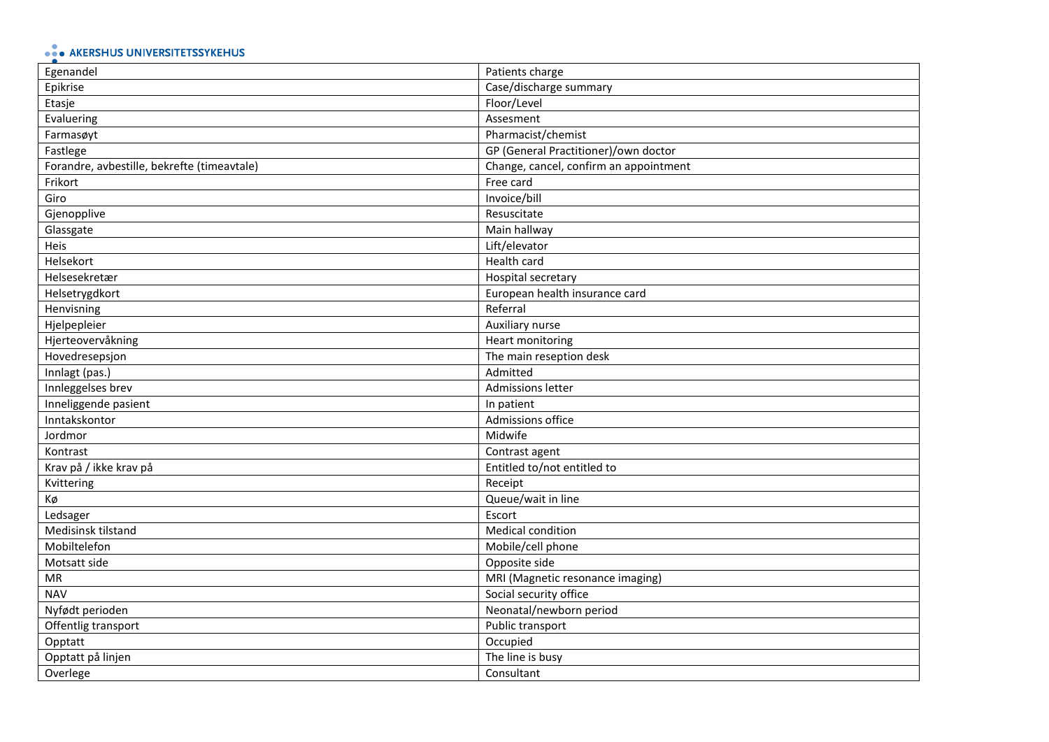| Egenandel | Patients charge |
| --- | --- |
| Epikrise | Case/discharge summary |
| Etasje | Floor/Level |
| Evaluering | Assesment |
| Farmasøyt | Pharmacist/chemist |
| Fastlege | GP (General Practitioner)/own doctor |
| Forandre, avbestille, bekrefte (timeavtale) | Change, cancel, confirm an appointment |
| Frikort | Free card |
| Giro | Invoice/bill |
| Gjenopplive | Resuscitate |
| Glassgate | Main hallway |
| Heis | Lift/elevator |
| Helsekort | Health card |
| Helsesekretær | Hospital secretary |
| Helsetrygdkort | European health insurance card |
| Henvisning | Referral |
| Hjelpepleier | Auxiliary nurse |
| Hjerteovervåkning | Heart monitoring |
| Hovedresepsjon | The main reseption desk |
| Innlagt (pas.) | Admitted |
| Innleggelses brev | Admissions letter |
| Inneliggende pasient | In patient |
| Inntakskontor | Admissions office |
| Jordmor | Midwife |
| Kontrast | Contrast agent |
| Krav på / ikke krav på | Entitled to/not entitled to |
| Kvittering | Receipt |
| Kø | Queue/wait in line |
| Ledsager | Escort |
| Medisinsk tilstand | Medical condition |
| Mobiltelefon | Mobile/cell phone |
| Motsatt side | Opposite side |
| MR | MRI (Magnetic resonance imaging) |
| NAV | Social security office |
| Nyfødt perioden | Neonatal/newborn period |
| Offentlig transport | Public transport |
| Opptatt | Occupied |
| Opptatt på linjen | The line is busy |
| Overlege | Consultant |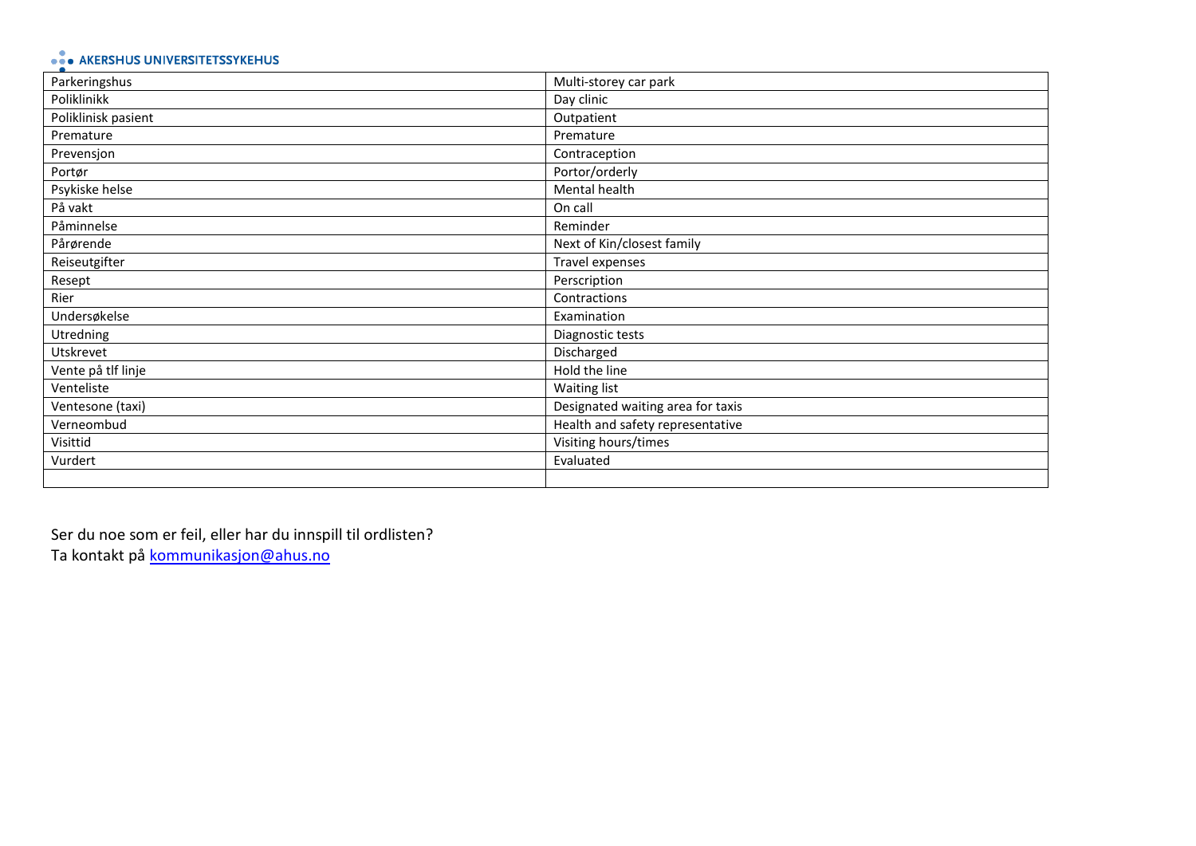| Parkeringshus | Multi-storey car park |
|---|---|
| Poliklinikk | Day clinic |
| Poliklinisk pasient | Outpatient |
| Premature | Premature |
| Prevensjon | Contraception |
| Portør | Portor/orderly |
| Psykiske helse | Mental health |
| På vakt | On call |
| Påminnelse | Reminder |
| Pårørende | Next of Kin/closest family |
| Reiseutgifter | Travel expenses |
| Resept | Perscription |
| Rier | Contractions |
| Undersøkelse | Examination |
| Utredning | Diagnostic tests |
| Utskrevet | Discharged |
| Vente på tlf linje | Hold the line |
| Venteliste | Waiting list |
| Ventesone (taxi) | Designated waiting area for taxis |
| Verneombud | Health and safety representative |
| Visittid | Visiting hours/times |
| Vurdert | Evaluated |
| | |

Ser du noe som er feil, eller har du innspill til ordlisten?
Ta kontakt på kommunikasjon@ahus.no